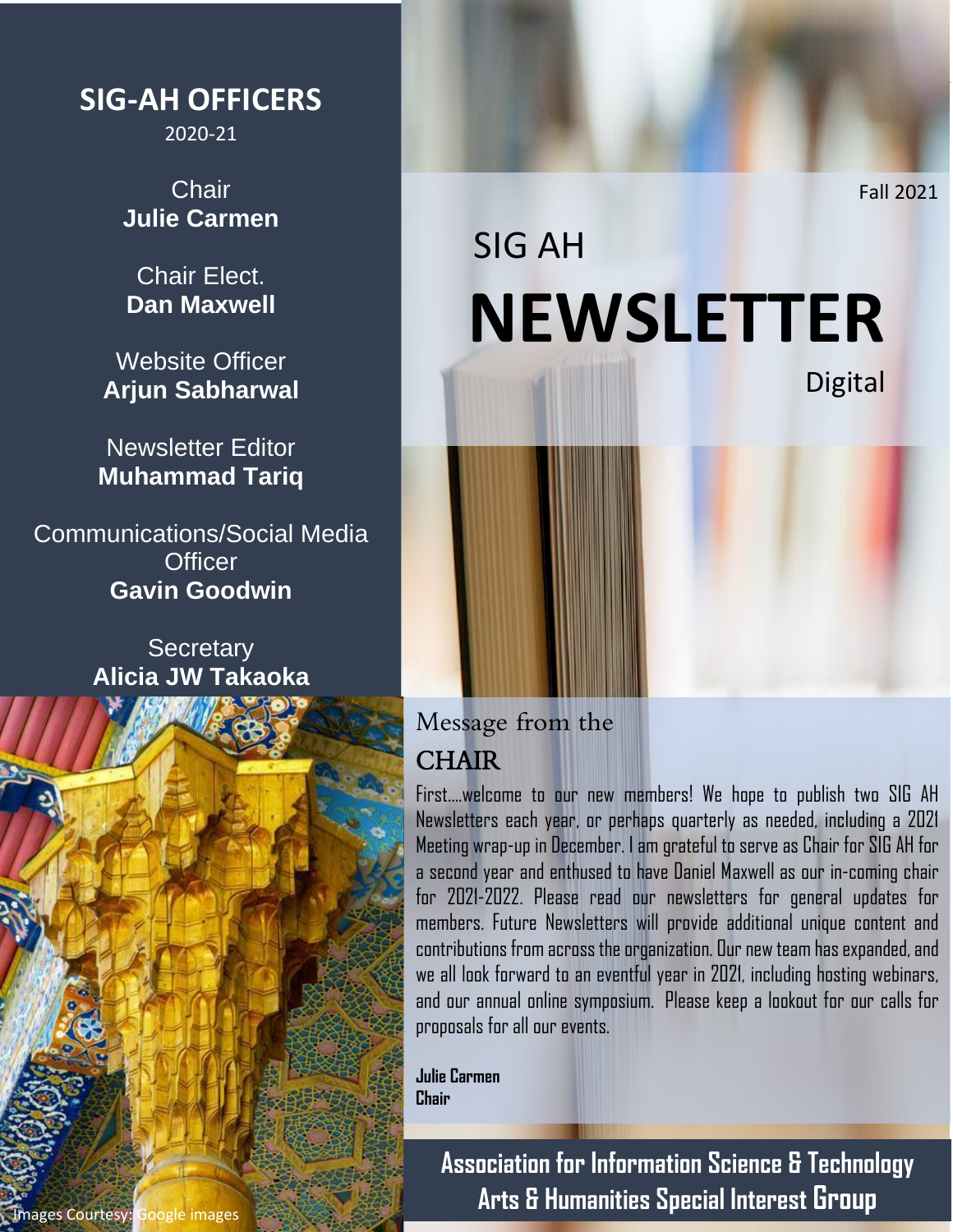Fall 2021

# SIG AH NEWSLETTER

Digital

## SIG-AH OFFICERS

2020-21

Chair
**Julie Carmen**

Chair Elect.
**Dan Maxwell**

Website Officer
**Arjun Sabharwal**

Newsletter Editor
**Muhammad Tariq**

Communications/Social Media Officer
**Gavin Goodwin**

Secretary
**Alicia JW Takaoka**

## Message from the CHAIR

First....welcome to our new members! We hope to publish two SIG AH Newsletters each year, or perhaps quarterly as needed, including a 2021 Meeting wrap-up in December. I am grateful to serve as Chair for SIG AH for a second year and enthused to have Daniel Maxwell as our in-coming chair for 2021-2022. Please read our newsletters for general updates for members. Future Newsletters will provide additional unique content and contributions from across the organization. Our new team has expanded, and we all look forward to an eventful year in 2021, including hosting webinars, and our annual online symposium. Please keep a lookout for our calls for proposals for all our events.

**Julie Carmen**
**Chair**

Images Courtesy: Google images

**Association for Information Science & Technology**
**Arts & Humanities Special Interest Group**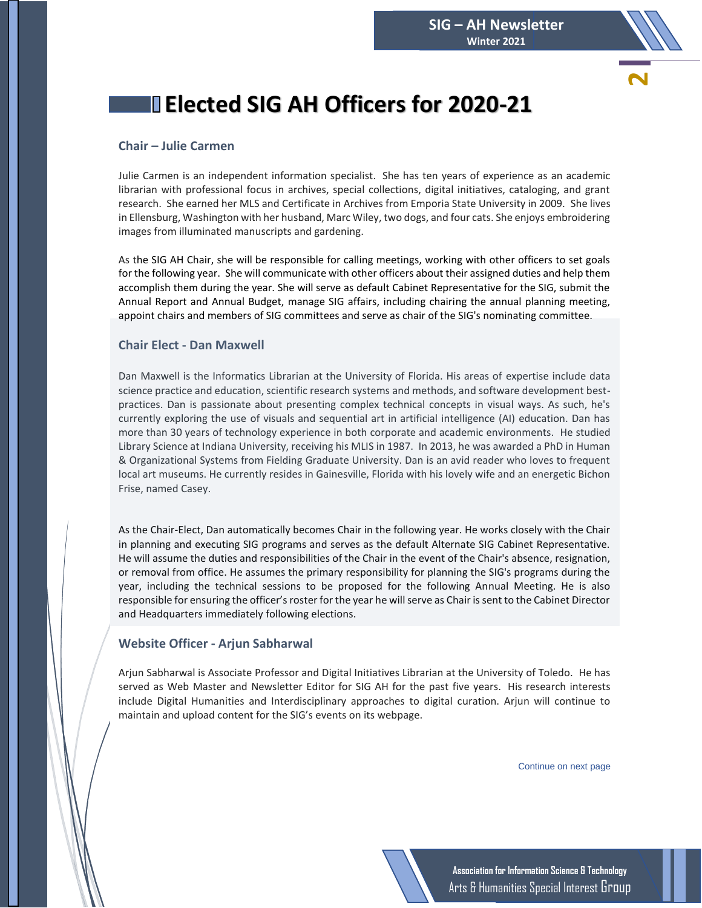# Elected SIG AH Officers for 2020-21

### Chair – Julie Carmen

Julie Carmen is an independent information specialist. She has ten years of experience as an academic librarian with professional focus in archives, special collections, digital initiatives, cataloging, and grant research. She earned her MLS and Certificate in Archives from Emporia State University in 2009. She lives in Ellensburg, Washington with her husband, Marc Wiley, two dogs, and four cats. She enjoys embroidering images from illuminated manuscripts and gardening.

As the SIG AH Chair, she will be responsible for calling meetings, working with other officers to set goals for the following year. She will communicate with other officers about their assigned duties and help them accomplish them during the year. She will serve as default Cabinet Representative for the SIG, submit the Annual Report and Annual Budget, manage SIG affairs, including chairing the annual planning meeting, appoint chairs and members of SIG committees and serve as chair of the SIG's nominating committee.

### Chair Elect - Dan Maxwell

Dan Maxwell is the Informatics Librarian at the University of Florida. His areas of expertise include data science practice and education, scientific research systems and methods, and software development best-practices. Dan is passionate about presenting complex technical concepts in visual ways. As such, he's currently exploring the use of visuals and sequential art in artificial intelligence (AI) education. Dan has more than 30 years of technology experience in both corporate and academic environments. He studied Library Science at Indiana University, receiving his MLIS in 1987. In 2013, he was awarded a PhD in Human & Organizational Systems from Fielding Graduate University. Dan is an avid reader who loves to frequent local art museums. He currently resides in Gainesville, Florida with his lovely wife and an energetic Bichon Frise, named Casey.

As the Chair-Elect, Dan automatically becomes Chair in the following year. He works closely with the Chair in planning and executing SIG programs and serves as the default Alternate SIG Cabinet Representative. He will assume the duties and responsibilities of the Chair in the event of the Chair's absence, resignation, or removal from office. He assumes the primary responsibility for planning the SIG's programs during the year, including the technical sessions to be proposed for the following Annual Meeting. He is also responsible for ensuring the officer's roster for the year he will serve as Chair is sent to the Cabinet Director and Headquarters immediately following elections.

### Website Officer - Arjun Sabharwal

Arjun Sabharwal is Associate Professor and Digital Initiatives Librarian at the University of Toledo. He has served as Web Master and Newsletter Editor for SIG AH for the past five years. His research interests include Digital Humanities and Interdisciplinary approaches to digital curation. Arjun will continue to maintain and upload content for the SIG's events on its webpage.

Continue on next page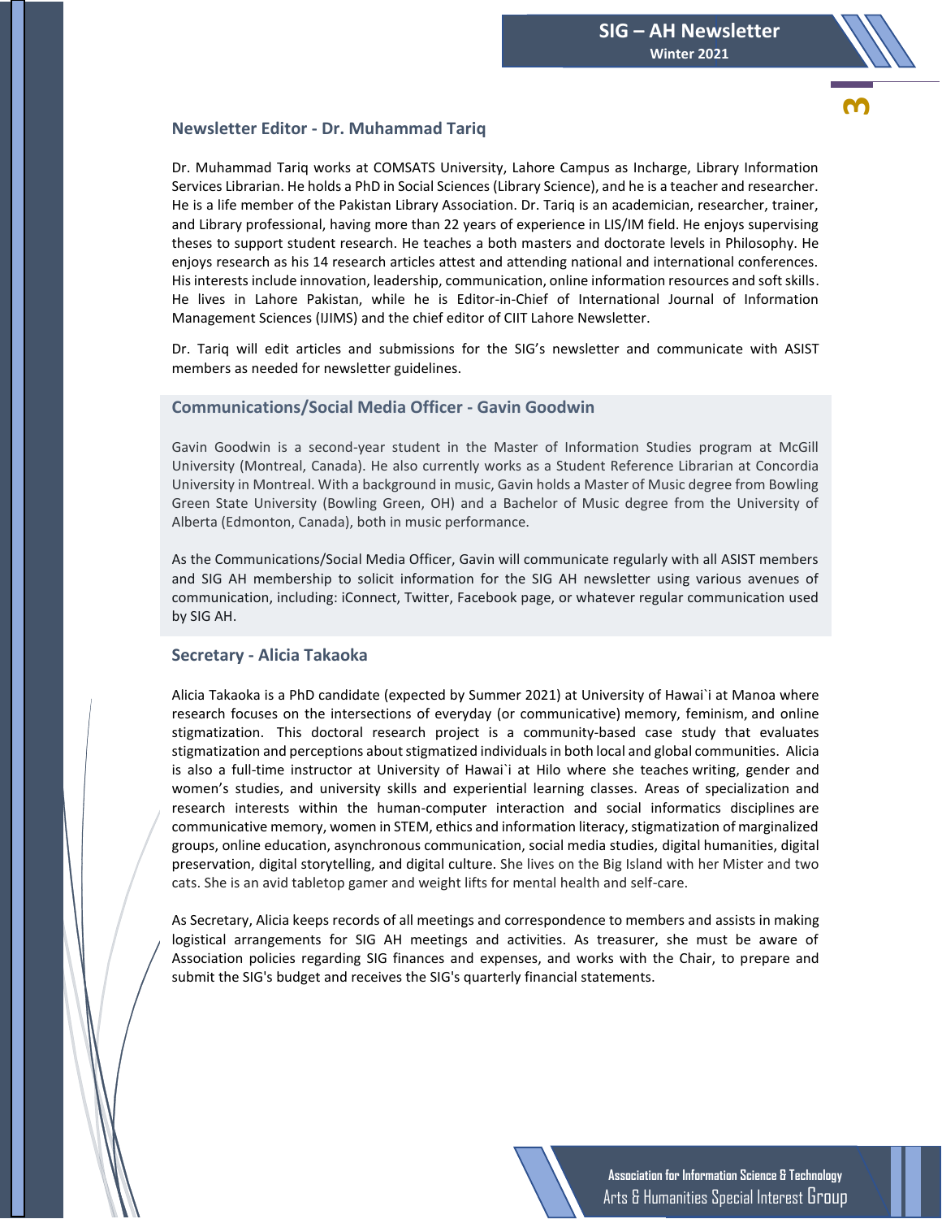## Newsletter Editor - Dr. Muhammad Tariq

Dr. Muhammad Tariq works at COMSATS University, Lahore Campus as Incharge, Library Information Services Librarian. He holds a PhD in Social Sciences (Library Science), and he is a teacher and researcher. He is a life member of the Pakistan Library Association. Dr. Tariq is an academician, researcher, trainer, and Library professional, having more than 22 years of experience in LIS/IM field. He enjoys supervising theses to support student research. He teaches a both masters and doctorate levels in Philosophy. He enjoys research as his 14 research articles attest and attending national and international conferences. His interests include innovation, leadership, communication, online information resources and soft skills. He lives in Lahore Pakistan, while he is Editor-in-Chief of International Journal of Information Management Sciences (IJIMS) and the chief editor of CIIT Lahore Newsletter.

Dr. Tariq will edit articles and submissions for the SIG's newsletter and communicate with ASIST members as needed for newsletter guidelines.

## Communications/Social Media Officer - Gavin Goodwin

Gavin Goodwin is a second-year student in the Master of Information Studies program at McGill University (Montreal, Canada). He also currently works as a Student Reference Librarian at Concordia University in Montreal. With a background in music, Gavin holds a Master of Music degree from Bowling Green State University (Bowling Green, OH) and a Bachelor of Music degree from the University of Alberta (Edmonton, Canada), both in music performance.

As the Communications/Social Media Officer, Gavin will communicate regularly with all ASIST members and SIG AH membership to solicit information for the SIG AH newsletter using various avenues of communication, including: iConnect, Twitter, Facebook page, or whatever regular communication used by SIG AH.

## Secretary - Alicia Takaoka

Alicia Takaoka is a PhD candidate (expected by Summer 2021) at University of Hawai`i at Manoa where research focuses on the intersections of everyday (or communicative) memory, feminism, and online stigmatization. This doctoral research project is a community-based case study that evaluates stigmatization and perceptions about stigmatized individuals in both local and global communities. Alicia is also a full-time instructor at University of Hawai`i at Hilo where she teaches writing, gender and women's studies, and university skills and experiential learning classes. Areas of specialization and research interests within the human-computer interaction and social informatics disciplines are communicative memory, women in STEM, ethics and information literacy, stigmatization of marginalized groups, online education, asynchronous communication, social media studies, digital humanities, digital preservation, digital storytelling, and digital culture. She lives on the Big Island with her Mister and two cats. She is an avid tabletop gamer and weight lifts for mental health and self-care.

As Secretary, Alicia keeps records of all meetings and correspondence to members and assists in making logistical arrangements for SIG AH meetings and activities. As treasurer, she must be aware of Association policies regarding SIG finances and expenses, and works with the Chair, to prepare and submit the SIG's budget and receives the SIG's quarterly financial statements.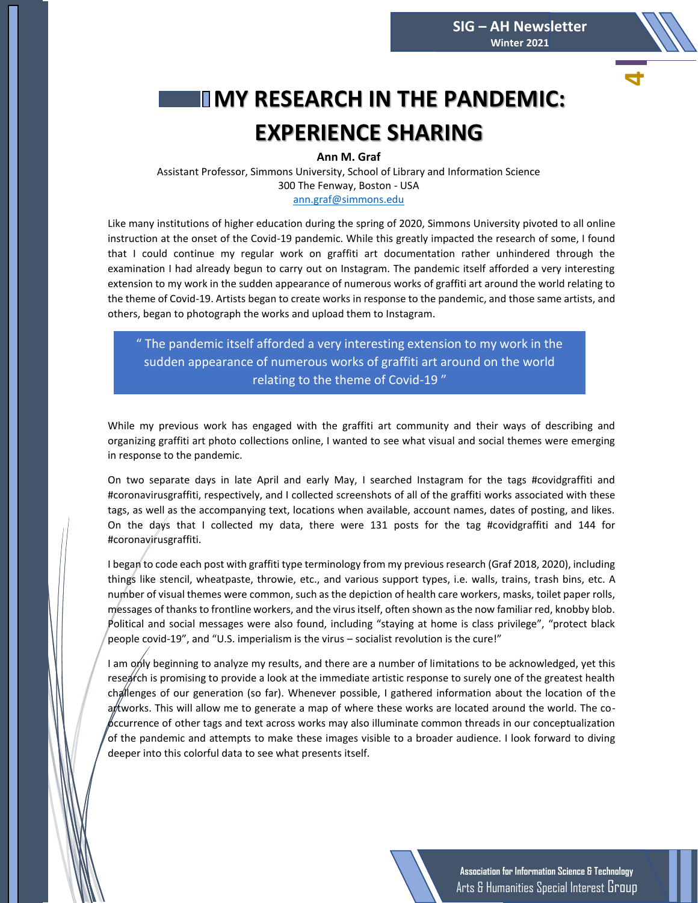# MY RESEARCH IN THE PANDEMIC: EXPERIENCE SHARING

**Ann M. Graf**
Assistant Professor, Simmons University, School of Library and Information Science
300 The Fenway, Boston - USA
ann.graf@simmons.edu

Like many institutions of higher education during the spring of 2020, Simmons University pivoted to all online instruction at the onset of the Covid-19 pandemic. While this greatly impacted the research of some, I found that I could continue my regular work on graffiti art documentation rather unhindered through the examination I had already begun to carry out on Instagram. The pandemic itself afforded a very interesting extension to my work in the sudden appearance of numerous works of graffiti art around the world relating to the theme of Covid-19. Artists began to create works in response to the pandemic, and those same artists, and others, began to photograph the works and upload them to Instagram.

> " The pandemic itself afforded a very interesting extension to my work in the sudden appearance of numerous works of graffiti art around on the world relating to the theme of Covid-19 "

While my previous work has engaged with the graffiti art community and their ways of describing and organizing graffiti art photo collections online, I wanted to see what visual and social themes were emerging in response to the pandemic.

On two separate days in late April and early May, I searched Instagram for the tags #covidgraffiti and #coronavirusgraffiti, respectively, and I collected screenshots of all of the graffiti works associated with these tags, as well as the accompanying text, locations when available, account names, dates of posting, and likes. On the days that I collected my data, there were 131 posts for the tag #covidgraffiti and 144 for #coronavirusgraffiti.

I began to code each post with graffiti type terminology from my previous research (Graf 2018, 2020), including things like stencil, wheatpaste, throwie, etc., and various support types, i.e. walls, trains, trash bins, etc. A number of visual themes were common, such as the depiction of health care workers, masks, toilet paper rolls, messages of thanks to frontline workers, and the virus itself, often shown as the now familiar red, knobby blob. Political and social messages were also found, including "staying at home is class privilege", "protect black people covid-19", and "U.S. imperialism is the virus – socialist revolution is the cure!"

I am only beginning to analyze my results, and there are a number of limitations to be acknowledged, yet this research is promising to provide a look at the immediate artistic response to surely one of the greatest health challenges of our generation (so far). Whenever possible, I gathered information about the location of the artworks. This will allow me to generate a map of where these works are located around the world. The co-occurrence of other tags and text across works may also illuminate common threads in our conceptualization of the pandemic and attempts to make these images visible to a broader audience. I look forward to diving deeper into this colorful data to see what presents itself.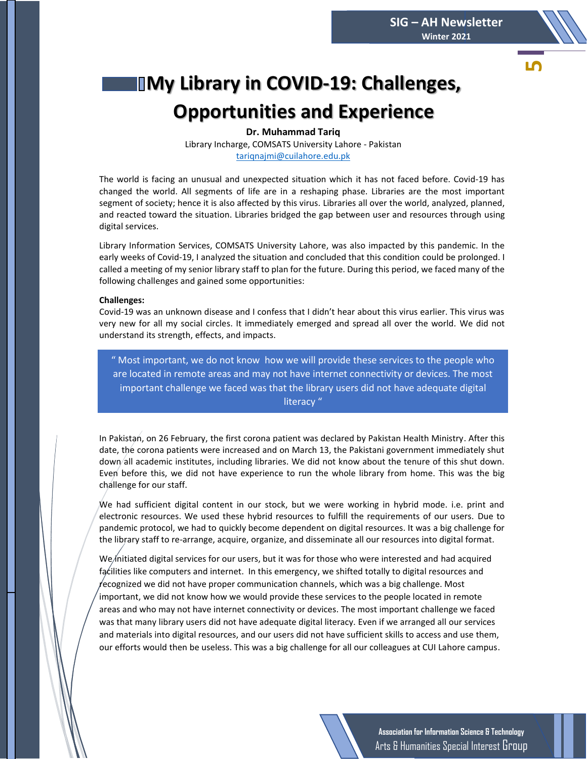# My Library in COVID-19: Challenges, Opportunities and Experience

**Dr. Muhammad Tariq**
Library Incharge, COMSATS University Lahore - Pakistan
tariqnajmi@cuilahore.edu.pk

The world is facing an unusual and unexpected situation which it has not faced before. Covid-19 has changed the world. All segments of life are in a reshaping phase. Libraries are the most important segment of society; hence it is also affected by this virus. Libraries all over the world, analyzed, planned, and reacted toward the situation. Libraries bridged the gap between user and resources through using digital services.

Library Information Services, COMSATS University Lahore, was also impacted by this pandemic. In the early weeks of Covid-19, I analyzed the situation and concluded that this condition could be prolonged. I called a meeting of my senior library staff to plan for the future. During this period, we faced many of the following challenges and gained some opportunities:

**Challenges:**
Covid-19 was an unknown disease and I confess that I didn't hear about this virus earlier. This virus was very new for all my social circles. It immediately emerged and spread all over the world. We did not understand its strength, effects, and impacts.

> " Most important, we do not know how we will provide these services to the people who are located in remote areas and may not have internet connectivity or devices. The most important challenge we faced was that the library users did not have adequate digital literacy "

In Pakistan, on 26 February, the first corona patient was declared by Pakistan Health Ministry. After this date, the corona patients were increased and on March 13, the Pakistani government immediately shut down all academic institutes, including libraries. We did not know about the tenure of this shut down. Even before this, we did not have experience to run the whole library from home. This was the big challenge for our staff.

We had sufficient digital content in our stock, but we were working in hybrid mode. i.e. print and electronic resources. We used these hybrid resources to fulfill the requirements of our users. Due to pandemic protocol, we had to quickly become dependent on digital resources. It was a big challenge for the library staff to re-arrange, acquire, organize, and disseminate all our resources into digital format.

We initiated digital services for our users, but it was for those who were interested and had acquired facilities like computers and internet. In this emergency, we shifted totally to digital resources and recognized we did not have proper communication channels, which was a big challenge. Most important, we did not know how we would provide these services to the people located in remote areas and who may not have internet connectivity or devices. The most important challenge we faced was that many library users did not have adequate digital literacy. Even if we arranged all our services and materials into digital resources, and our users did not have sufficient skills to access and use them, our efforts would then be useless. This was a big challenge for all our colleagues at CUI Lahore campus.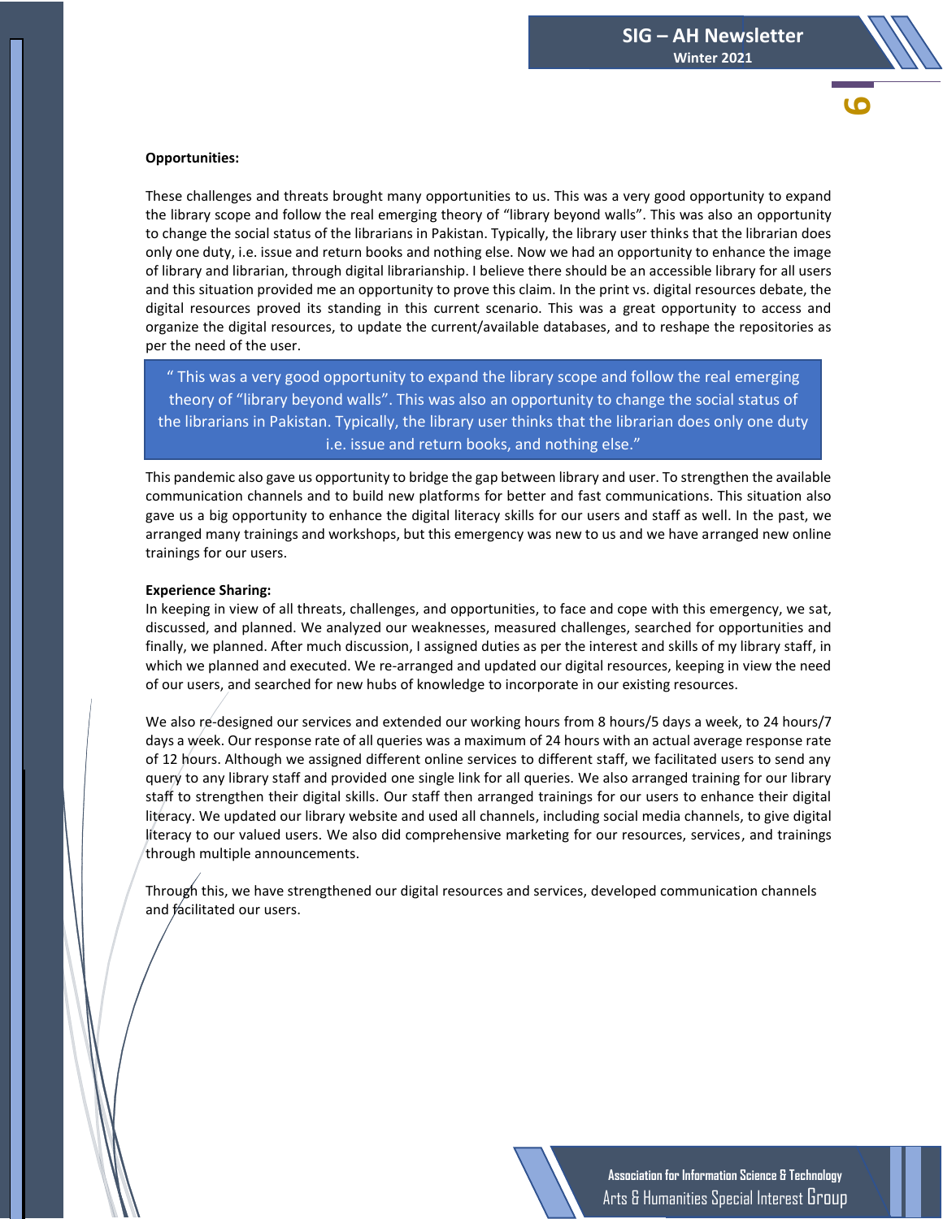**Opportunities:**

These challenges and threats brought many opportunities to us. This was a very good opportunity to expand the library scope and follow the real emerging theory of "library beyond walls". This was also an opportunity to change the social status of the librarians in Pakistan. Typically, the library user thinks that the librarian does only one duty, i.e. issue and return books and nothing else. Now we had an opportunity to enhance the image of library and librarian, through digital librarianship. I believe there should be an accessible library for all users and this situation provided me an opportunity to prove this claim. In the print vs. digital resources debate, the digital resources proved its standing in this current scenario. This was a great opportunity to access and organize the digital resources, to update the current/available databases, and to reshape the repositories as per the need of the user.

> " This was a very good opportunity to expand the library scope and follow the real emerging theory of "library beyond walls". This was also an opportunity to change the social status of the librarians in Pakistan. Typically, the library user thinks that the librarian does only one duty i.e. issue and return books, and nothing else."

This pandemic also gave us opportunity to bridge the gap between library and user. To strengthen the available communication channels and to build new platforms for better and fast communications. This situation also gave us a big opportunity to enhance the digital literacy skills for our users and staff as well. In the past, we arranged many trainings and workshops, but this emergency was new to us and we have arranged new online trainings for our users.

**Experience Sharing:**

In keeping in view of all threats, challenges, and opportunities, to face and cope with this emergency, we sat, discussed, and planned. We analyzed our weaknesses, measured challenges, searched for opportunities and finally, we planned. After much discussion, I assigned duties as per the interest and skills of my library staff, in which we planned and executed. We re-arranged and updated our digital resources, keeping in view the need of our users, and searched for new hubs of knowledge to incorporate in our existing resources.

We also re-designed our services and extended our working hours from 8 hours/5 days a week, to 24 hours/7 days a week. Our response rate of all queries was a maximum of 24 hours with an actual average response rate of 12 hours. Although we assigned different online services to different staff, we facilitated users to send any query to any library staff and provided one single link for all queries. We also arranged training for our library staff to strengthen their digital skills. Our staff then arranged trainings for our users to enhance their digital literacy. We updated our library website and used all channels, including social media channels, to give digital literacy to our valued users. We also did comprehensive marketing for our resources, services, and trainings through multiple announcements.

Through this, we have strengthened our digital resources and services, developed communication channels and facilitated our users.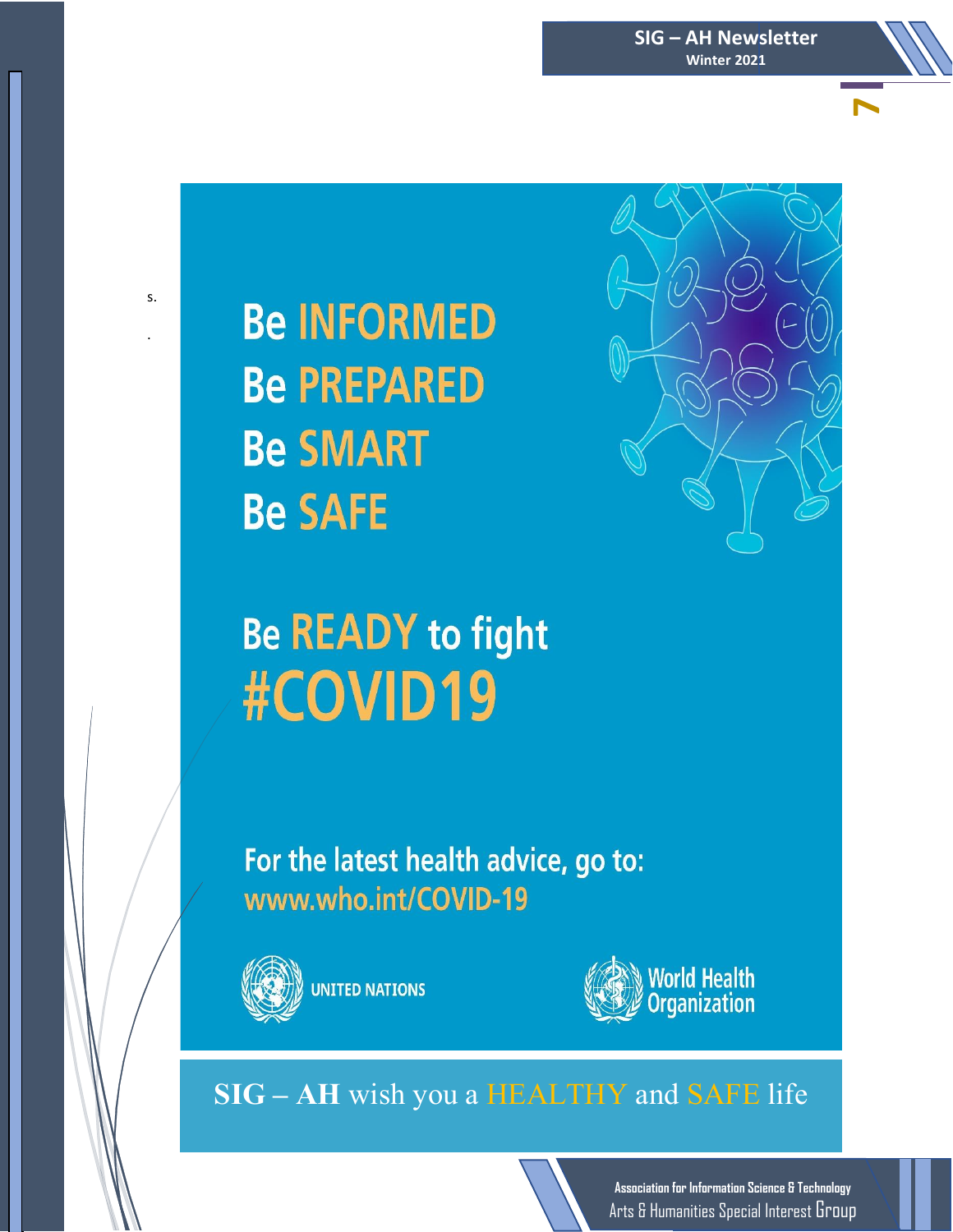s.

.

Be INFORMED
Be PREPARED
Be SMART
Be SAFE

Be READY to fight
#COVID19

For the latest health advice, go to:
www.who.int/COVID-19

UNITED NATIONS

World Health Organization

SIG – AH wish you a HEALTHY and SAFE life